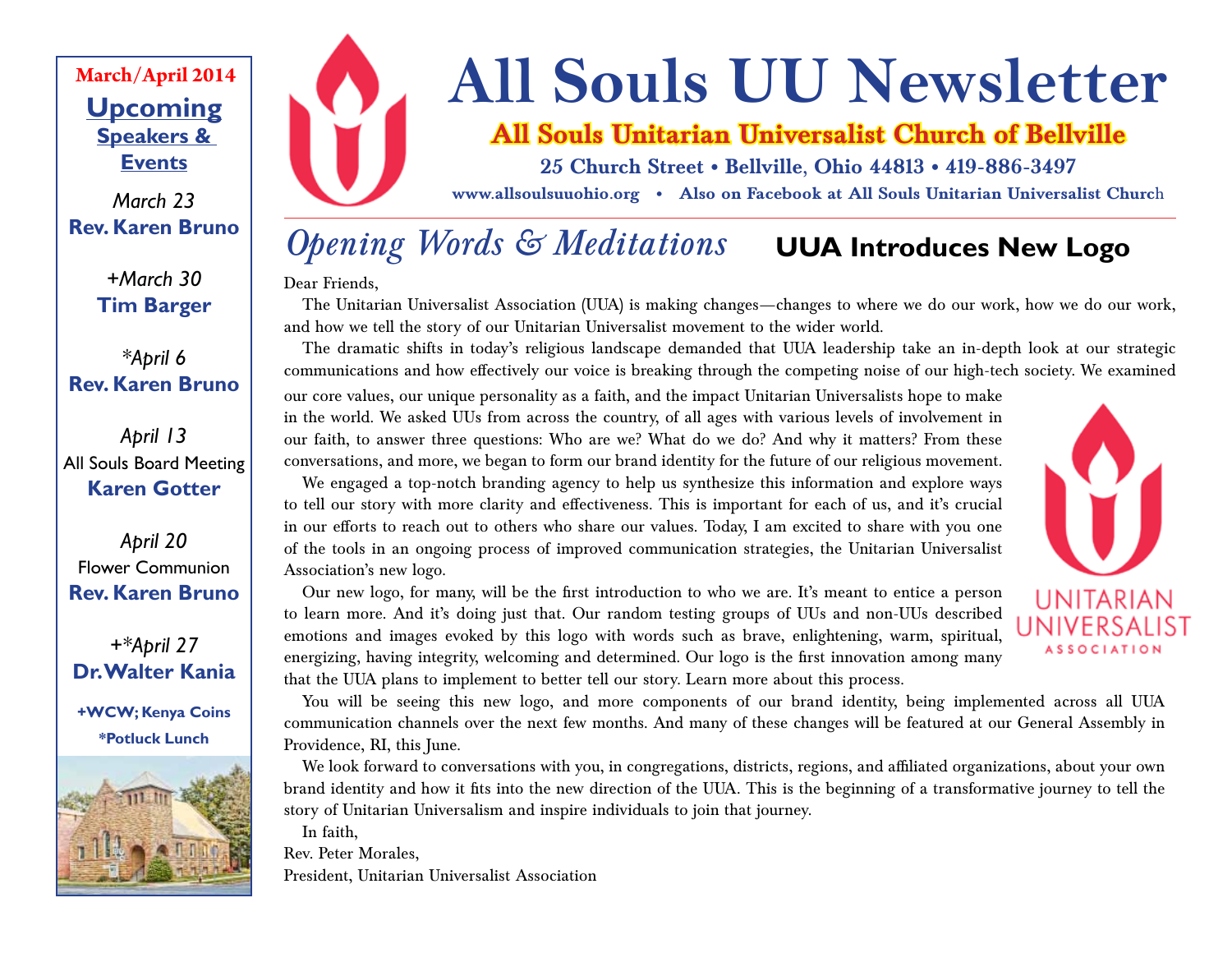# All Souls UU Newsletter

**All Souls Unitarian Universalist Church of Bellville**

**25 Church Street • Bellville, Ohio 44813 • 419-886-3497**

**www.allsoulsuuohio.org • Also on Facebook at All Souls Unitarian Universalist Church**

**March/April 2014**

## Upcoming Speakers & Events

*March 23*
**Rev. Karen Bruno**

*+March 30*
**Tim Barger**

*\*April 6*
**Rev. Karen Bruno**

*April 13*
All Souls Board Meeting
**Karen Gotter**

*April 20*
Flower Communion
**Rev. Karen Bruno**

*+\*April 27*
**Dr. Walter Kania**

**+WCW; Kenya Coins**
**\*Potluck Lunch**

## *Opening Words & Meditations*

### UUA Introduces New Logo

Dear Friends,

The Unitarian Universalist Association (UUA) is making changes—changes to where we do our work, how we do our work, and how we tell the story of our Unitarian Universalist movement to the wider world.

The dramatic shifts in today's religious landscape demanded that UUA leadership take an in-depth look at our strategic communications and how effectively our voice is breaking through the competing noise of our high-tech society. We examined our core values, our unique personality as a faith, and the impact Unitarian Universalists hope to make in the world. We asked UUs from across the country, of all ages with various levels of involvement in our faith, to answer three questions: Who are we? What do we do? And why it matters? From these conversations, and more, we began to form our brand identity for the future of our religious movement.

We engaged a top-notch branding agency to help us synthesize this information and explore ways to tell our story with more clarity and effectiveness. This is important for each of us, and it's crucial in our efforts to reach out to others who share our values. Today, I am excited to share with you one of the tools in an ongoing process of improved communication strategies, the Unitarian Universalist Association's new logo.

UNITARIAN UNIVERSALIST ASSOCIATION

Our new logo, for many, will be the first introduction to who we are. It's meant to entice a person to learn more. And it's doing just that. Our random testing groups of UUs and non-UUs described emotions and images evoked by this logo with words such as brave, enlightening, warm, spiritual, energizing, having integrity, welcoming and determined. Our logo is the first innovation among many that the UUA plans to implement to better tell our story. Learn more about this process.

You will be seeing this new logo, and more components of our brand identity, being implemented across all UUA communication channels over the next few months. And many of these changes will be featured at our General Assembly in Providence, RI, this June.

We look forward to conversations with you, in congregations, districts, regions, and affiliated organizations, about your own brand identity and how it fits into the new direction of the UUA. This is the beginning of a transformative journey to tell the story of Unitarian Universalism and inspire individuals to join that journey.

In faith,
Rev. Peter Morales,
President, Unitarian Universalist Association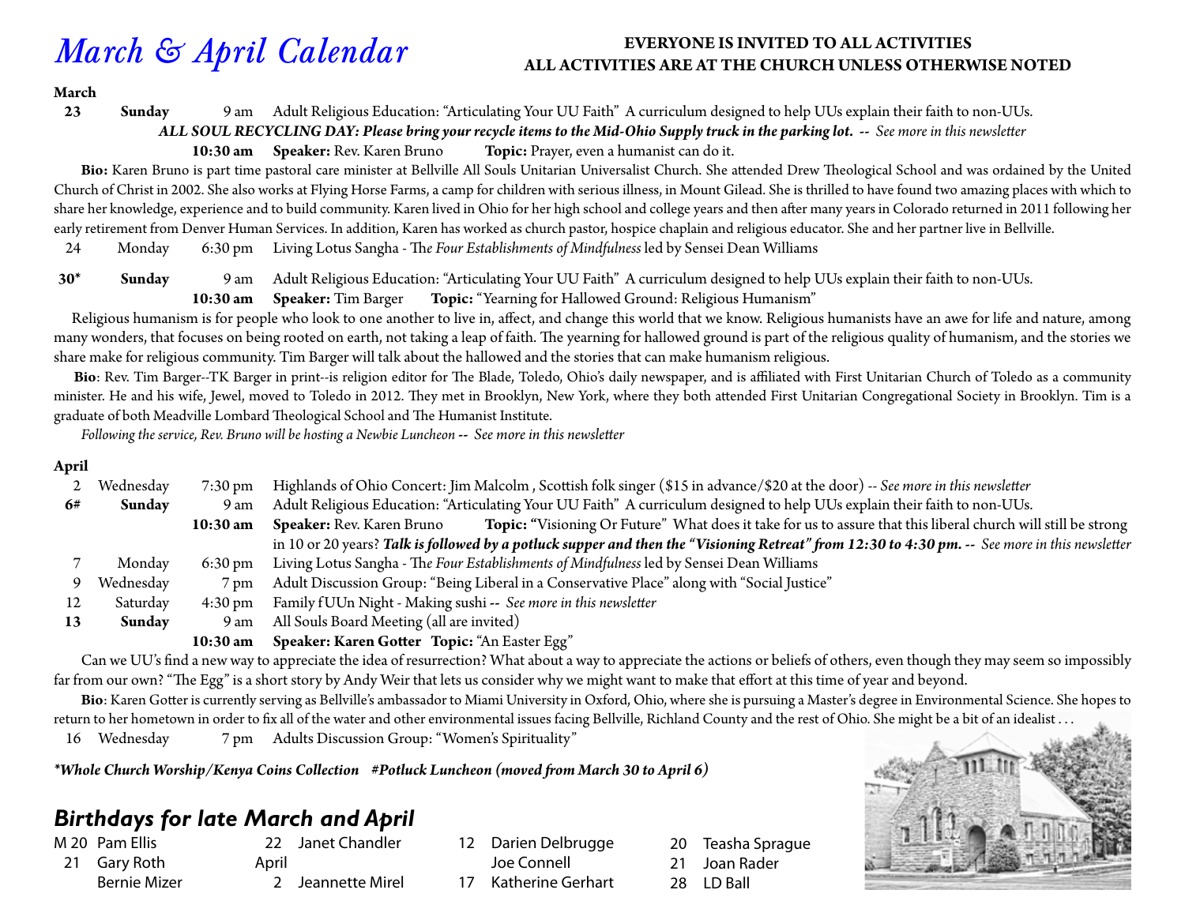# *March & April Calendar*

**EVERYONE IS INVITED TO ALL ACTIVITIES**
**ALL ACTIVITIES ARE AT THE CHURCH UNLESS OTHERWISE NOTED**

**March**

**23** **Sunday** 9 am Adult Religious Education: "Articulating Your UU Faith" A curriculum designed to help UUs explain their faith to non-UUs.

***ALL SOUL RECYCLING DAY: Please bring your recycle items to the Mid-Ohio Supply truck in the parking lot.*** *-- See more in this newsletter*

**10:30 am** **Speaker:** Rev. Karen Bruno **Topic:** Prayer, even a humanist can do it.

**Bio:** Karen Bruno is part time pastoral care minister at Bellville All Souls Unitarian Universalist Church. She attended Drew Theological School and was ordained by the United Church of Christ in 2002. She also works at Flying Horse Farms, a camp for children with serious illness, in Mount Gilead. She is thrilled to have found two amazing places with which to share her knowledge, experience and to build community. Karen lived in Ohio for her high school and college years and then after many years in Colorado returned in 2011 following her early retirement from Denver Human Services. In addition, Karen has worked as church pastor, hospice chaplain and religious educator. She and her partner live in Bellville.

24 Monday 6:30 pm Living Lotus Sangha - Th*e Four Establishments of Mindfulness* led by Sensei Dean Williams

**30*** **Sunday** 9 am Adult Religious Education: "Articulating Your UU Faith" A curriculum designed to help UUs explain their faith to non-UUs.

**10:30 am** **Speaker:** Tim Barger **Topic:** "Yearning for Hallowed Ground: Religious Humanism"

Religious humanism is for people who look to one another to live in, affect, and change this world that we know. Religious humanists have an awe for life and nature, among many wonders, that focuses on being rooted on earth, not taking a leap of faith. The yearning for hallowed ground is part of the religious quality of humanism, and the stories we share make for religious community. Tim Barger will talk about the hallowed and the stories that can make humanism religious.

**Bio**: Rev. Tim Barger--TK Barger in print--is religion editor for The Blade, Toledo, Ohio's daily newspaper, and is affiliated with First Unitarian Church of Toledo as a community minister. He and his wife, Jewel, moved to Toledo in 2012. They met in Brooklyn, New York, where they both attended First Unitarian Congregational Society in Brooklyn. Tim is a graduate of both Meadville Lombard Theological School and The Humanist Institute.

*Following the service, Rev. Bruno will be hosting a Newbie Luncheon* **--** *See more in this newsletter*

**April**

2 Wednesday 7:30 pm Highlands of Ohio Concert: Jim Malcolm , Scottish folk singer ($15 in advance/$20 at the door) -- *See more in this newsletter*

**6#** **Sunday** 9 am Adult Religious Education: "Articulating Your UU Faith" A curriculum designed to help UUs explain their faith to non-UUs.

**10:30 am** **Speaker:** Rev. Karen Bruno **Topic:** "Visioning Or Future" What does it take for us to assure that this liberal church will still be strong in 10 or 20 years? ***Talk is followed by a potluck supper and then the "Visioning Retreat" from 12:30 to 4:30 pm. --*** *See more in this newsletter*

7 Monday 6:30 pm Living Lotus Sangha - Th*e Four Establishments of Mindfulness* led by Sensei Dean Williams

9 Wednesday 7 pm Adult Discussion Group: "Being Liberal in a Conservative Place" along with "Social Justice"

12 Saturday 4:30 pm Family fUUn Night - Making sushi **--** *See more in this newsletter*

**13** **Sunday** 9 am All Souls Board Meeting (all are invited)

**10:30 am** **Speaker: Karen Gotter Topic:** "An Easter Egg"

Can we UU's find a new way to appreciate the idea of resurrection? What about a way to appreciate the actions or beliefs of others, even though they may seem so impossibly far from our own? "The Egg" is a short story by Andy Weir that lets us consider why we might want to make that effort at this time of year and beyond.

**Bio**: Karen Gotter is currently serving as Bellville's ambassador to Miami University in Oxford, Ohio, where she is pursuing a Master's degree in Environmental Science. She hopes to return to her hometown in order to fix all of the water and other environmental issues facing Bellville, Richland County and the rest of Ohio. She might be a bit of an idealist . . .

16 Wednesday 7 pm Adults Discussion Group: "Women's Spirituality"

***\*Whole Church Worship/Kenya Coins Collection #Potluck Luncheon (moved from March 30 to April 6)***

## *Birthdays for late March and April*

M 20 Pam Ellis
21 Gary Roth
Bernie Mizer
22 Janet Chandler
April
2 Jeannette Mirel
12 Darien Delbrugge
Joe Connell
17 Katherine Gerhart
20 Teasha Sprague
21 Joan Rader
28 LD Ball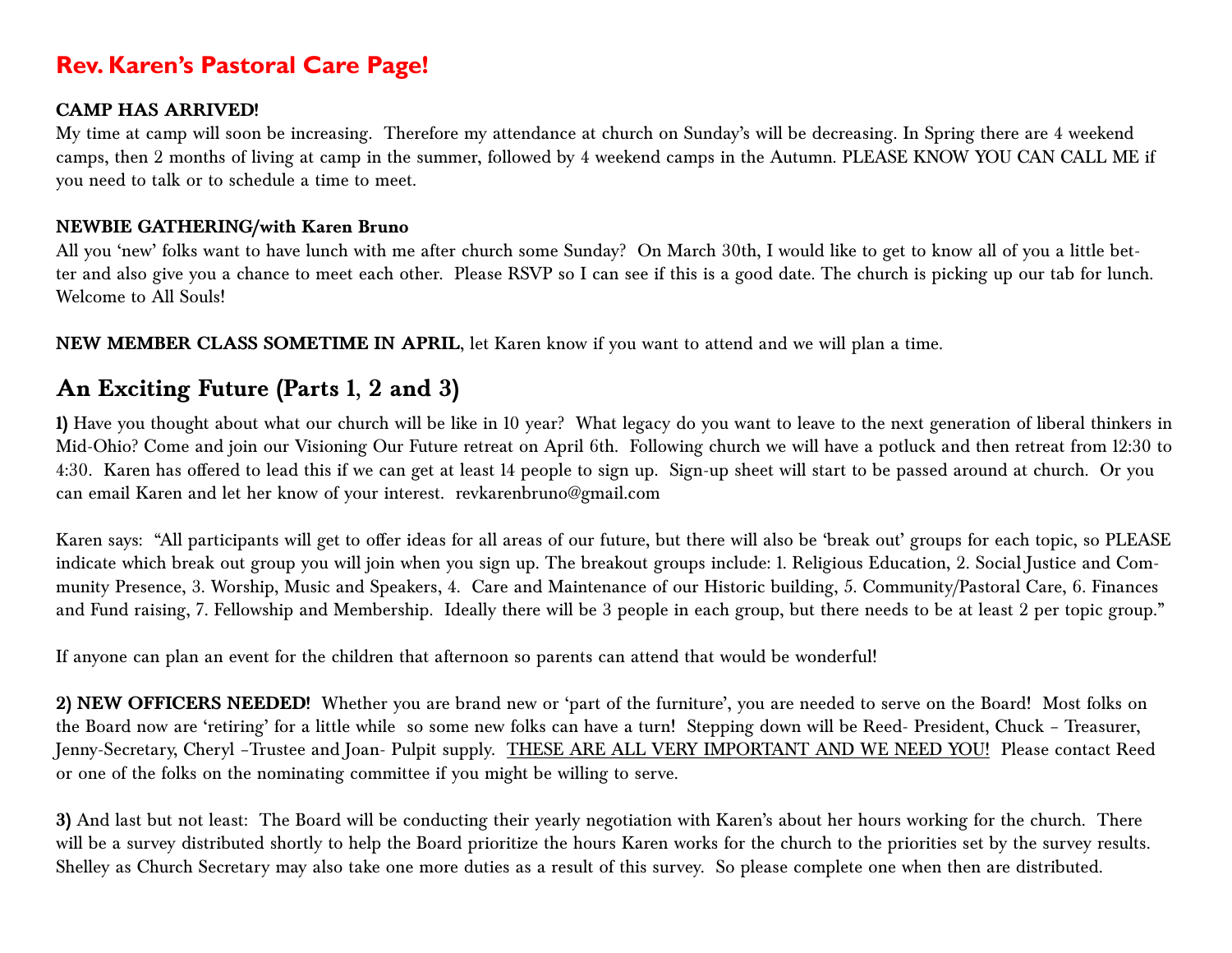# Rev. Karen's Pastoral Care Page!

**CAMP HAS ARRIVED!**

My time at camp will soon be increasing. Therefore my attendance at church on Sunday's will be decreasing. In Spring there are 4 weekend camps, then 2 months of living at camp in the summer, followed by 4 weekend camps in the Autumn. PLEASE KNOW YOU CAN CALL ME if you need to talk or to schedule a time to meet.

**NEWBIE GATHERING/with Karen Bruno**

All you 'new' folks want to have lunch with me after church some Sunday? On March 30th, I would like to get to know all of you a little better and also give you a chance to meet each other. Please RSVP so I can see if this is a good date. The church is picking up our tab for lunch. Welcome to All Souls!

**NEW MEMBER CLASS SOMETIME IN APRIL**, let Karen know if you want to attend and we will plan a time.

## An Exciting Future (Parts 1, 2 and 3)

**1)** Have you thought about what our church will be like in 10 year? What legacy do you want to leave to the next generation of liberal thinkers in Mid-Ohio? Come and join our Visioning Our Future retreat on April 6th. Following church we will have a potluck and then retreat from 12:30 to 4:30. Karen has offered to lead this if we can get at least 14 people to sign up. Sign-up sheet will start to be passed around at church. Or you can email Karen and let her know of your interest. revkarenbruno@gmail.com

Karen says: "All participants will get to offer ideas for all areas of our future, but there will also be 'break out' groups for each topic, so PLEASE indicate which break out group you will join when you sign up. The breakout groups include: 1. Religious Education, 2. Social Justice and Community Presence, 3. Worship, Music and Speakers, 4. Care and Maintenance of our Historic building, 5. Community/Pastoral Care, 6. Finances and Fund raising, 7. Fellowship and Membership. Ideally there will be 3 people in each group, but there needs to be at least 2 per topic group."

If anyone can plan an event for the children that afternoon so parents can attend that would be wonderful!

**2) NEW OFFICERS NEEDED!** Whether you are brand new or 'part of the furniture', you are needed to serve on the Board! Most folks on the Board now are 'retiring' for a little while so some new folks can have a turn! Stepping down will be Reed- President, Chuck – Treasurer, Jenny-Secretary, Cheryl –Trustee and Joan- Pulpit supply. <u>THESE ARE ALL VERY IMPORTANT AND WE NEED YOU!</u> Please contact Reed or one of the folks on the nominating committee if you might be willing to serve.

**3)** And last but not least: The Board will be conducting their yearly negotiation with Karen's about her hours working for the church. There will be a survey distributed shortly to help the Board prioritize the hours Karen works for the church to the priorities set by the survey results. Shelley as Church Secretary may also take one more duties as a result of this survey. So please complete one when then are distributed.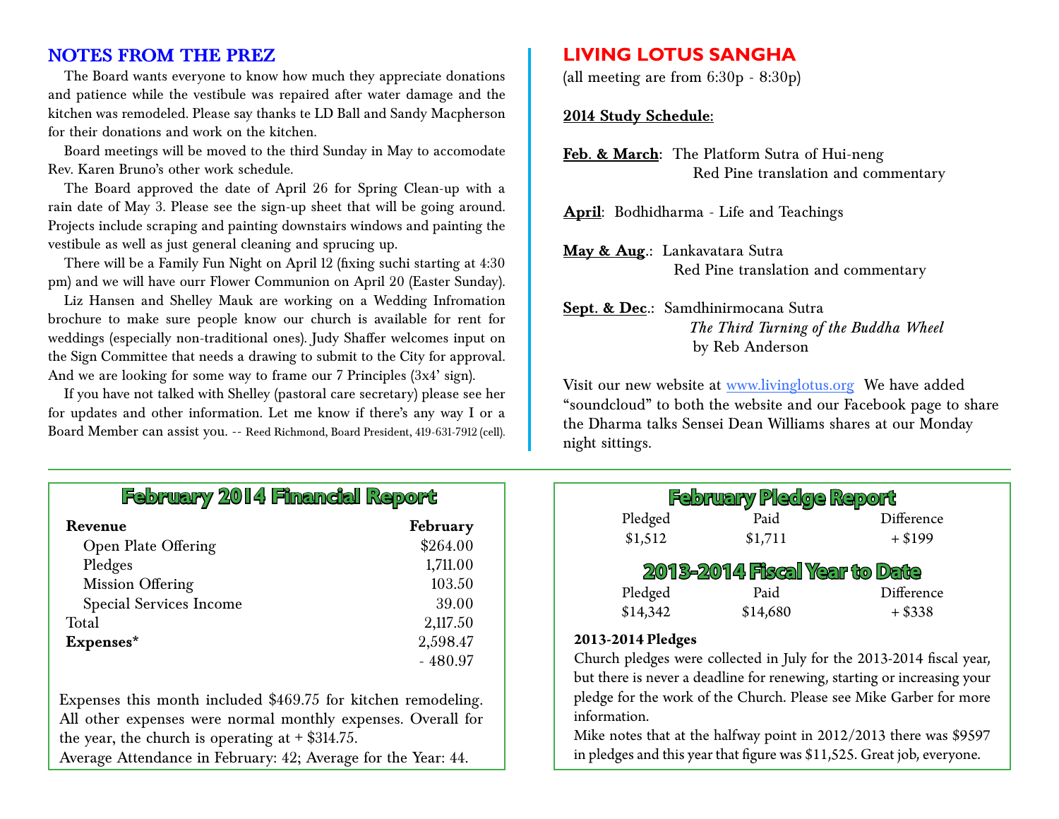## NOTES FROM THE PREZ

The Board wants everyone to know how much they appreciate donations and patience while the vestibule was repaired after water damage and the kitchen was remodeled. Please say thanks te LD Ball and Sandy Macpherson for their donations and work on the kitchen.

Board meetings will be moved to the third Sunday in May to accomodate Rev. Karen Bruno's other work schedule.

The Board approved the date of April 26 for Spring Clean-up with a rain date of May 3. Please see the sign-up sheet that will be going around. Projects include scraping and painting downstairs windows and painting the vestibule as well as just general cleaning and sprucing up.

There will be a Family Fun Night on April 12 (fixing suchi starting at 4:30 pm) and we will have ourr Flower Communion on April 20 (Easter Sunday).

Liz Hansen and Shelley Mauk are working on a Wedding Infromation brochure to make sure people know our church is available for rent for weddings (especially non-traditional ones). Judy Shaffer welcomes input on the Sign Committee that needs a drawing to submit to the City for approval. And we are looking for some way to frame our 7 Principles (3x4' sign).

If you have not talked with Shelley (pastoral care secretary) please see her for updates and other information. Let me know if there's any way I or a Board Member can assist you. -- Reed Richmond, Board President, 419-631-7912 (cell).

## LIVING LOTUS SANGHA

(all meeting are from 6:30p - 8:30p)

**2014 Study Schedule:**

**Feb. & March**: The Platform Sutra of Hui-neng
Red Pine translation and commentary

**April**: Bodhidharma - Life and Teachings

**May & Aug.**: Lankavatara Sutra
Red Pine translation and commentary

**Sept. & Dec.**: Samdhinirmocana Sutra
*The Third Turning of the Buddha Wheel*
by Reb Anderson

Visit our new website at www.livinglotus.org We have added "soundcloud" to both the website and our Facebook page to share the Dharma talks Sensei Dean Williams shares at our Monday night sittings.

## February 2014 Financial Report

| **Revenue** | **February** |
|---|---|
| Open Plate Offering | $264.00 |
| Pledges | 1,711.00 |
| Mission Offering | 103.50 |
| Special Services Income | 39.00 |
| Total | 2,117.50 |
| **Expenses*** | 2,598.47 |
| | - 480.97 |

Expenses this month included $469.75 for kitchen remodeling. All other expenses were normal monthly expenses. Overall for the year, the church is operating at + $314.75.
Average Attendance in February: 42; Average for the Year: 44.

## February Pledge Report

| Pledged | Paid | Difference |
|---|---|---|
| $1,512 | $1,711 | + $199 |

## 2013-2014 Fiscal Year to Date

| Pledged | Paid | Difference |
|---|---|---|
| $14,342 | $14,680 | + $338 |

**2013-2014 Pledges**

Church pledges were collected in July for the 2013-2014 fiscal year, but there is never a deadline for renewing, starting or increasing your pledge for the work of the Church. Please see Mike Garber for more information.

Mike notes that at the halfway point in 2012/2013 there was $9597 in pledges and this year that figure was $11,525. Great job, everyone.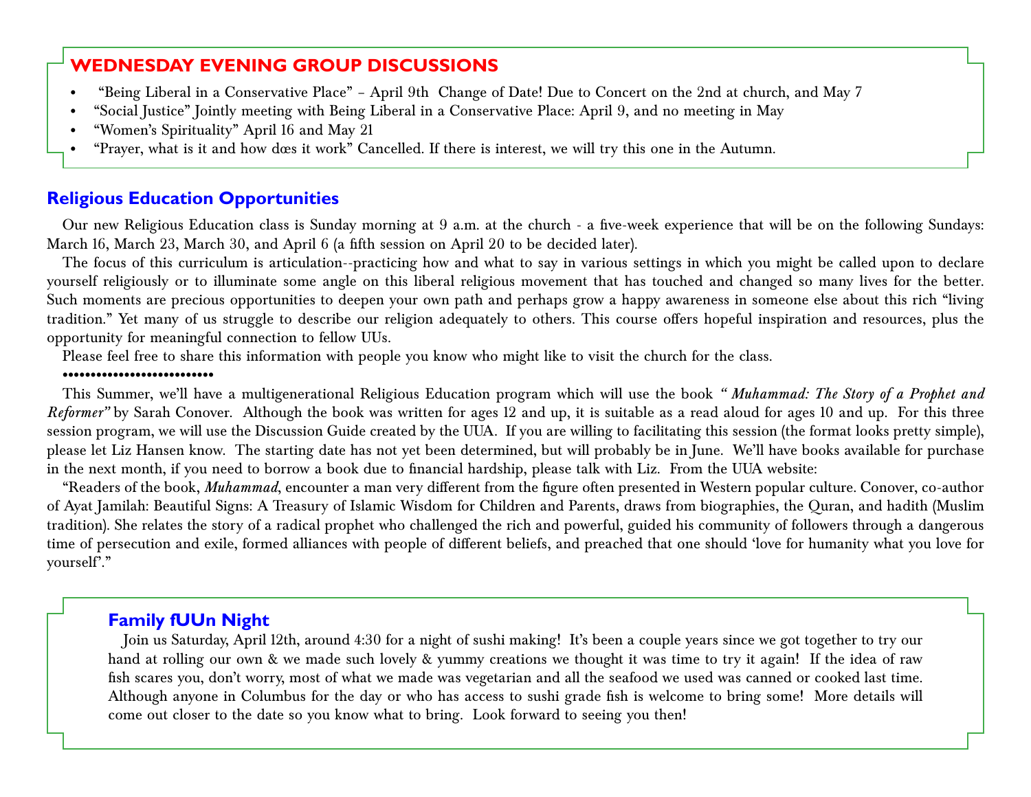## WEDNESDAY EVENING GROUP DISCUSSIONS

- "Being Liberal in a Conservative Place" – April 9th Change of Date! Due to Concert on the 2nd at church, and May 7
- "Social Justice" Jointly meeting with Being Liberal in a Conservative Place: April 9, and no meeting in May
- "Women's Spirituality" April 16 and May 21
- "Prayer, what is it and how dœs it work" Cancelled. If there is interest, we will try this one in the Autumn.

## Religious Education Opportunities

Our new Religious Education class is Sunday morning at 9 a.m. at the church - a five-week experience that will be on the following Sundays: March 16, March 23, March 30, and April 6 (a fifth session on April 20 to be decided later).

The focus of this curriculum is articulation--practicing how and what to say in various settings in which you might be called upon to declare yourself religiously or to illuminate some angle on this liberal religious movement that has touched and changed so many lives for the better. Such moments are precious opportunities to deepen your own path and perhaps grow a happy awareness in someone else about this rich "living tradition." Yet many of us struggle to describe our religion adequately to others. This course offers hopeful inspiration and resources, plus the opportunity for meaningful connection to fellow UUs.

Please feel free to share this information with people you know who might like to visit the church for the class.

••••••••••••••••••••••••••

This Summer, we'll have a multigenerational Religious Education program which will use the book *" Muhammad: The Story of a Prophet and Reformer"* by Sarah Conover. Although the book was written for ages 12 and up, it is suitable as a read aloud for ages 10 and up. For this three session program, we will use the Discussion Guide created by the UUA. If you are willing to facilitating this session (the format looks pretty simple), please let Liz Hansen know. The starting date has not yet been determined, but will probably be in June. We'll have books available for purchase in the next month, if you need to borrow a book due to financial hardship, please talk with Liz. From the UUA website:

"Readers of the book, *Muhammad*, encounter a man very different from the figure often presented in Western popular culture. Conover, co-author of Ayat Jamilah: Beautiful Signs: A Treasury of Islamic Wisdom for Children and Parents, draws from biographies, the Quran, and hadith (Muslim tradition). She relates the story of a radical prophet who challenged the rich and powerful, guided his community of followers through a dangerous time of persecution and exile, formed alliances with people of different beliefs, and preached that one should 'love for humanity what you love for yourself'."

## Family fUUn Night

Join us Saturday, April 12th, around 4:30 for a night of sushi making! It's been a couple years since we got together to try our hand at rolling our own & we made such lovely & yummy creations we thought it was time to try it again! If the idea of raw fish scares you, don't worry, most of what we made was vegetarian and all the seafood we used was canned or cooked last time. Although anyone in Columbus for the day or who has access to sushi grade fish is welcome to bring some! More details will come out closer to the date so you know what to bring. Look forward to seeing you then!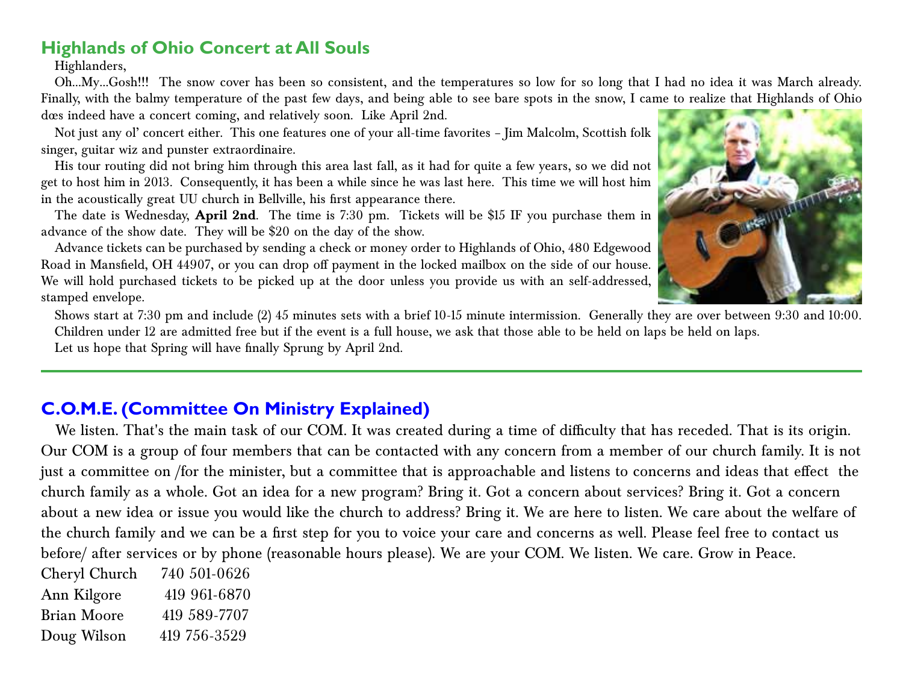## Highlands of Ohio Concert at All Souls

Highlanders,

Oh...My...Gosh!!! The snow cover has been so consistent, and the temperatures so low for so long that I had no idea it was March already. Finally, with the balmy temperature of the past few days, and being able to see bare spots in the snow, I came to realize that Highlands of Ohio dœs indeed have a concert coming, and relatively soon. Like April 2nd.

Not just any ol' concert either. This one features one of your all-time favorites – Jim Malcolm, Scottish folk singer, guitar wiz and punster extraordinaire.

His tour routing did not bring him through this area last fall, as it had for quite a few years, so we did not get to host him in 2013. Consequently, it has been a while since he was last here. This time we will host him in the acoustically great UU church in Bellville, his first appearance there.

The date is Wednesday, **April 2nd**. The time is 7:30 pm. Tickets will be $15 IF you purchase them in advance of the show date. They will be $20 on the day of the show.

Advance tickets can be purchased by sending a check or money order to Highlands of Ohio, 480 Edgewood Road in Mansfield, OH 44907, or you can drop off payment in the locked mailbox on the side of our house. We will hold purchased tickets to be picked up at the door unless you provide us with an self-addressed, stamped envelope.

Shows start at 7:30 pm and include (2) 45 minutes sets with a brief 10-15 minute intermission. Generally they are over between 9:30 and 10:00.

Children under 12 are admitted free but if the event is a full house, we ask that those able to be held on laps be held on laps.

Let us hope that Spring will have finally Sprung by April 2nd.

---

## C.O.M.E. (Committee On Ministry Explained)

We listen. That's the main task of our COM. It was created during a time of difficulty that has receded. That is its origin. Our COM is a group of four members that can be contacted with any concern from a member of our church family. It is not just a committee on /for the minister, but a committee that is approachable and listens to concerns and ideas that effect the church family as a whole. Got an idea for a new program? Bring it. Got a concern about services? Bring it. Got a concern about a new idea or issue you would like the church to address? Bring it. We are here to listen. We care about the welfare of the church family and we can be a first step for you to voice your care and concerns as well. Please feel free to contact us before/ after services or by phone (reasonable hours please). We are your COM. We listen. We care. Grow in Peace.

Cheryl Church 740 501-0626
Ann Kilgore 419 961-6870
Brian Moore 419 589-7707
Doug Wilson 419 756-3529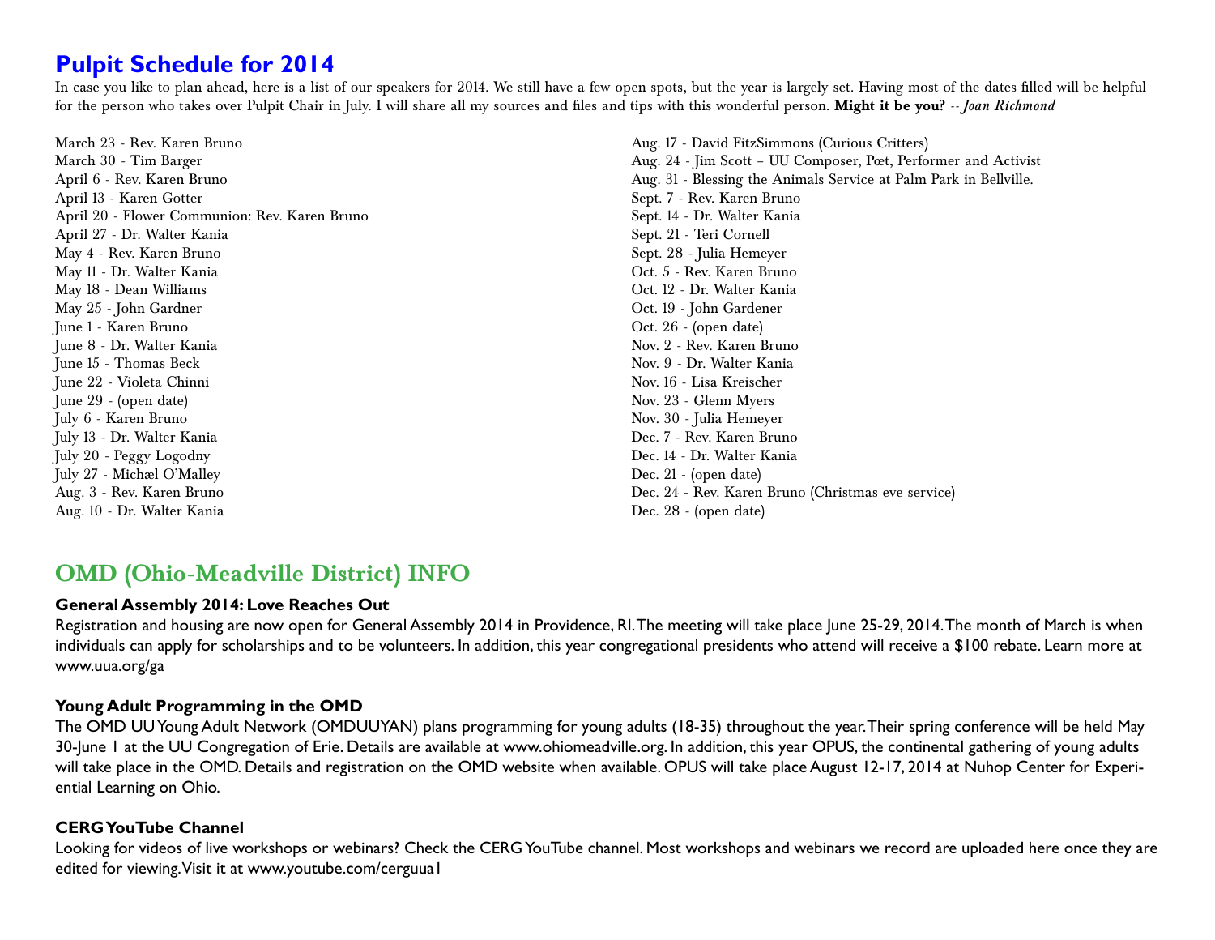## Pulpit Schedule for 2014

In case you like to plan ahead, here is a list of our speakers for 2014. We still have a few open spots, but the year is largely set. Having most of the dates filled will be helpful for the person who takes over Pulpit Chair in July. I will share all my sources and files and tips with this wonderful person. **Might it be you?** -- *Joan Richmond*

March 23 - Rev. Karen Bruno
March 30 - Tim Barger
April 6 - Rev. Karen Bruno
April 13 - Karen Gotter
April 20 - Flower Communion: Rev. Karen Bruno
April 27 - Dr. Walter Kania
May 4 - Rev. Karen Bruno
May 11 - Dr. Walter Kania
May 18 - Dean Williams
May 25 - John Gardner
June 1 - Karen Bruno
June 8 - Dr. Walter Kania
June 15 - Thomas Beck
June 22 - Violeta Chinni
June 29 - (open date)
July 6 - Karen Bruno
July 13 - Dr. Walter Kania
July 20 - Peggy Logodny
July 27 - Michæl O'Malley
Aug. 3 - Rev. Karen Bruno
Aug. 10 - Dr. Walter Kania
Aug. 17 - David FitzSimmons (Curious Critters)
Aug. 24 - Jim Scott – UU Composer, Pœt, Performer and Activist
Aug. 31 - Blessing the Animals Service at Palm Park in Bellville.
Sept. 7 - Rev. Karen Bruno
Sept. 14 - Dr. Walter Kania
Sept. 21 - Teri Cornell
Sept. 28 - Julia Hemeyer
Oct. 5 - Rev. Karen Bruno
Oct. 12 - Dr. Walter Kania
Oct. 19 - John Gardener
Oct. 26 - (open date)
Nov. 2 - Rev. Karen Bruno
Nov. 9 - Dr. Walter Kania
Nov. 16 - Lisa Kreischer
Nov. 23 - Glenn Myers
Nov. 30 - Julia Hemeyer
Dec. 7 - Rev. Karen Bruno
Dec. 14 - Dr. Walter Kania
Dec. 21 - (open date)
Dec. 24 - Rev. Karen Bruno (Christmas eve service)
Dec. 28 - (open date)

## OMD (Ohio-Meadville District) INFO

### General Assembly 2014: Love Reaches Out

Registration and housing are now open for General Assembly 2014 in Providence, RI. The meeting will take place June 25-29, 2014. The month of March is when individuals can apply for scholarships and to be volunteers. In addition, this year congregational presidents who attend will receive a $100 rebate. Learn more at www.uua.org/ga

### Young Adult Programming in the OMD

The OMD UU Young Adult Network (OMDUUYAN) plans programming for young adults (18-35) throughout the year. Their spring conference will be held May 30-June 1 at the UU Congregation of Erie. Details are available at www.ohiomeadville.org. In addition, this year OPUS, the continental gathering of young adults will take place in the OMD. Details and registration on the OMD website when available. OPUS will take place August 12-17, 2014 at Nuhop Center for Experiential Learning on Ohio.

### CERG YouTube Channel

Looking for videos of live workshops or webinars? Check the CERG YouTube channel. Most workshops and webinars we record are uploaded here once they are edited for viewing. Visit it at www.youtube.com/cerguua1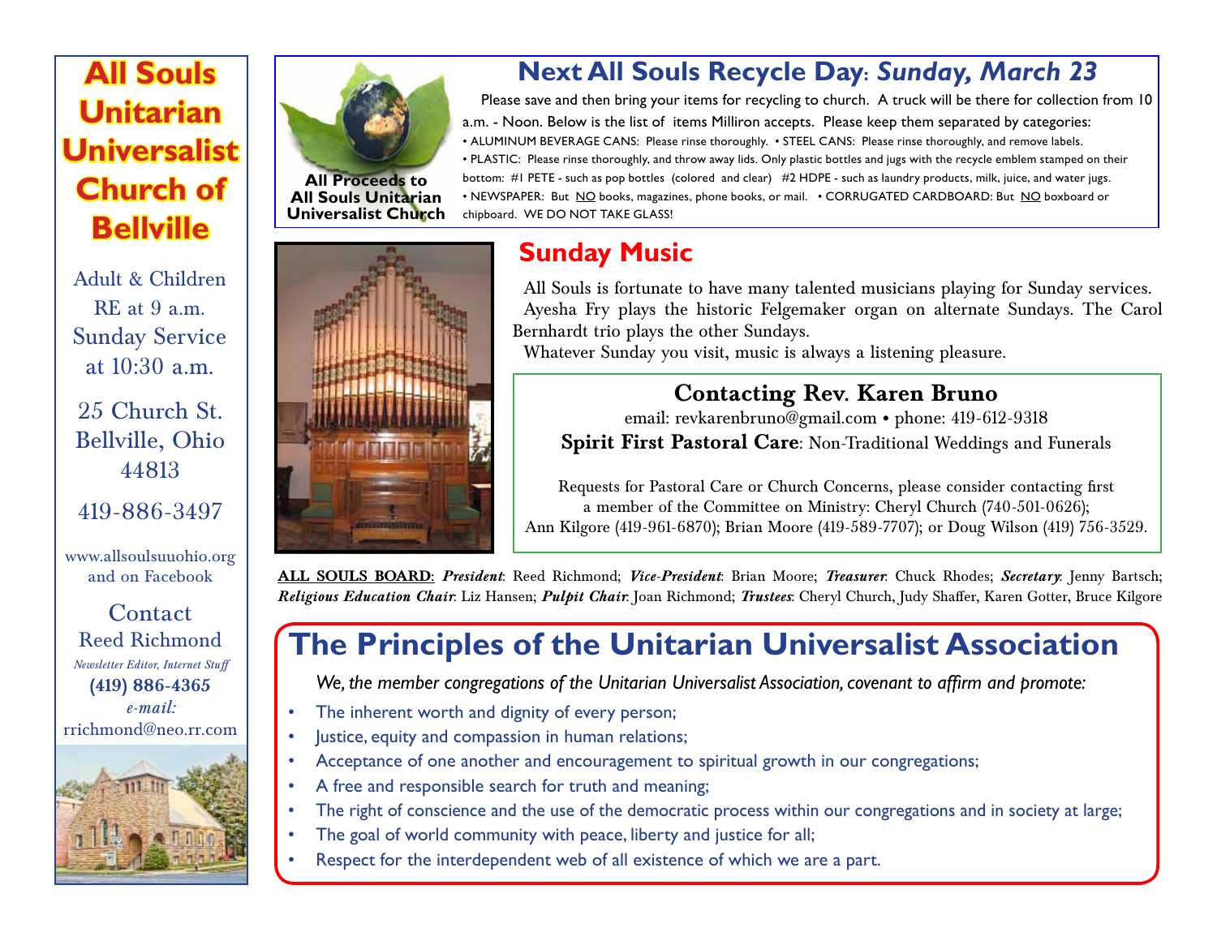# All Souls Unitarian Universalist Church of Bellville

Adult & Children RE at 9 a.m.
Sunday Service at 10:30 a.m.

25 Church St.
Bellville, Ohio
44813

419-886-3497

www.allsoulsuuohio.org
and on Facebook

Contact
Reed Richmond
*Newsletter Editor, Internet Stuff*
**(419) 886-4365**
*e-mail:*
rrichmond@neo.rr.com

## Next All Souls Recycle Day: *Sunday, March 23*

**All Proceeds to All Souls Unitarian Universalist Church**

Please save and then bring your items for recycling to church. A truck will be there for collection from 10 a.m. - Noon. Below is the list of items Milliron accepts. Please keep them separated by categories:

• ALUMINUM BEVERAGE CANS: Please rinse thoroughly. • STEEL CANS: Please rinse thoroughly, and remove labels.
• PLASTIC: Please rinse thoroughly, and throw away lids. Only plastic bottles and jugs with the recycle emblem stamped on their bottom: #1 PETE - such as pop bottles (colored and clear) #2 HDPE - such as laundry products, milk, juice, and water jugs.
• NEWSPAPER: But NO books, magazines, phone books, or mail. • CORRUGATED CARDBOARD: But NO boxboard or chipboard. WE DO NOT TAKE GLASS!

## Sunday Music

All Souls is fortunate to have many talented musicians playing for Sunday services.

Ayesha Fry plays the historic Felgemaker organ on alternate Sundays. The Carol Bernhardt trio plays the other Sundays.

Whatever Sunday you visit, music is always a listening pleasure.

### Contacting Rev. Karen Bruno

email: revkarenbruno@gmail.com • phone: 419-612-9318

**Spirit First Pastoral Care**: Non-Traditional Weddings and Funerals

Requests for Pastoral Care or Church Concerns, please consider contacting first a member of the Committee on Ministry: Cheryl Church (740-501-0626); Ann Kilgore (419-961-6870); Brian Moore (419-589-7707); or Doug Wilson (419) 756-3529.

**ALL SOULS BOARD**: ***President***: Reed Richmond; ***Vice-President***: Brian Moore; ***Treasurer***: Chuck Rhodes; ***Secretary***: Jenny Bartsch; ***Religious Education Chair***: Liz Hansen; ***Pulpit Chair***: Joan Richmond; ***Trustees***: Cheryl Church, Judy Shaffer, Karen Gotter, Bruce Kilgore

## The Principles of the Unitarian Universalist Association

*We, the member congregations of the Unitarian Universalist Association, covenant to affirm and promote:*

- The inherent worth and dignity of every person;
- Justice, equity and compassion in human relations;
- Acceptance of one another and encouragement to spiritual growth in our congregations;
- A free and responsible search for truth and meaning;
- The right of conscience and the use of the democratic process within our congregations and in society at large;
- The goal of world community with peace, liberty and justice for all;
- Respect for the interdependent web of all existence of which we are a part.